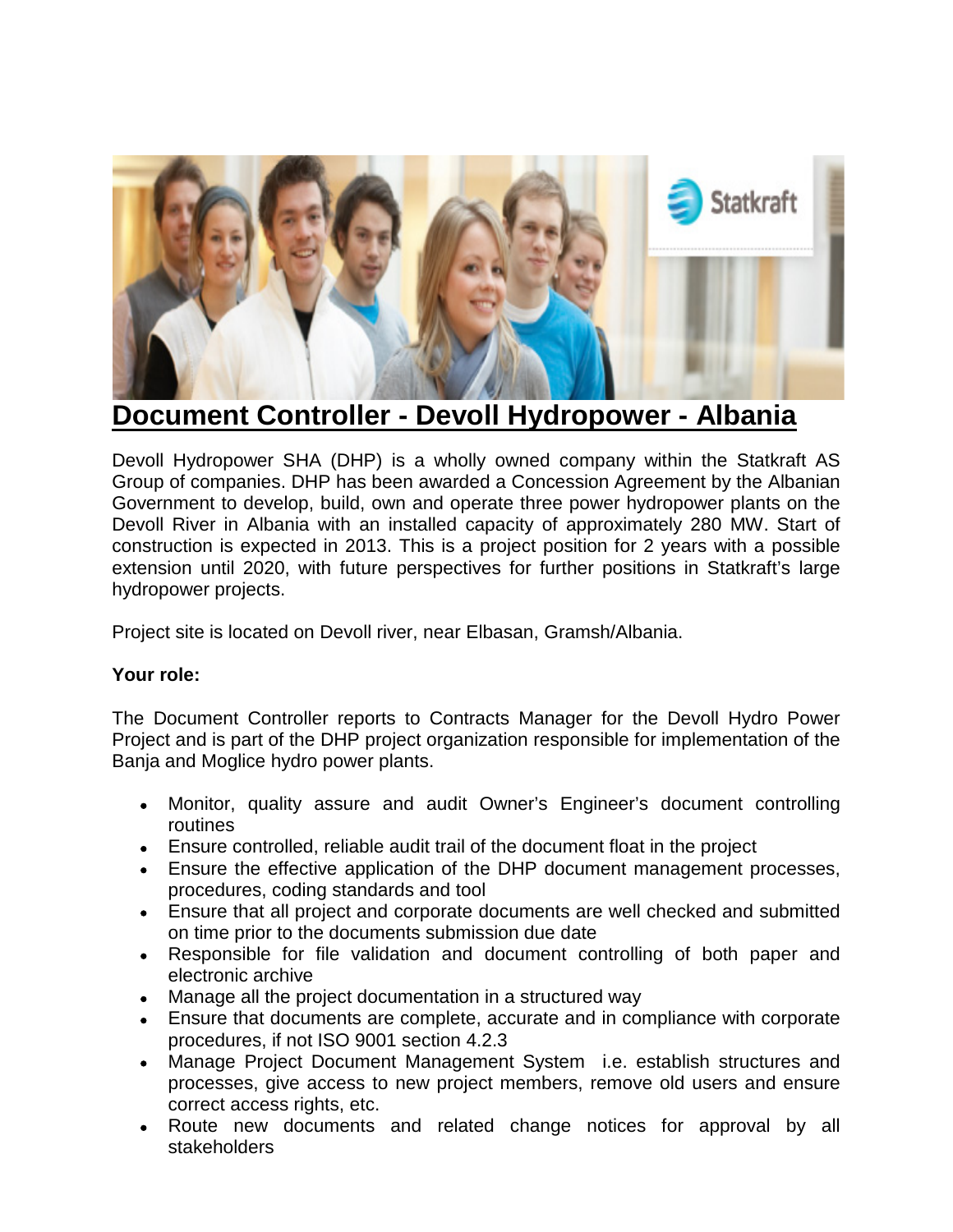# Document Controller - Devoll Hydropower - Albania

Devoll Hydropower SHA (DHP) is a wholly owned company within the Statkraft AS Group of companies. DHP has been awarded a Concession Agreement by the Albanian Government to develop, build, own and operate three power hydropower plants on the Devoll River in Albania with an installed capacity of approximately 280 MW. Start of construction is expected in 2013. This is a project position for 2 years with a possible extension until 2020, with future perspectives for further positions in Statkraft's large hydropower projects.

Project site is located on Devoll river, near Elbasan, Gramsh/Albania.

**Your role:**

The Document Controller reports to Contracts Manager for the Devoll Hydro Power Project and is part of the DHP project organization responsible for implementation of the Banja and Moglice hydro power plants.

- Monitor, quality assure and audit Owner's Engineer's document controlling routines
- Ensure controlled, reliable audit trail of the document float in the project
- Ensure the effective application of the DHP document management processes, procedures, coding standards and tool
- Ensure that all project and corporate documents are well checked and submitted on time prior to the documents submission due date
- Responsible for file validation and document controlling of both paper and electronic archive
- Manage all the project documentation in a structured way
- Ensure that documents are complete, accurate and in compliance with corporate procedures, if not ISO 9001 section 4.2.3
- Manage Project Document Management System i.e. establish structures and processes, give access to new project members, remove old users and ensure correct access rights, etc.
- Route new documents and related change notices for approval by all stakeholders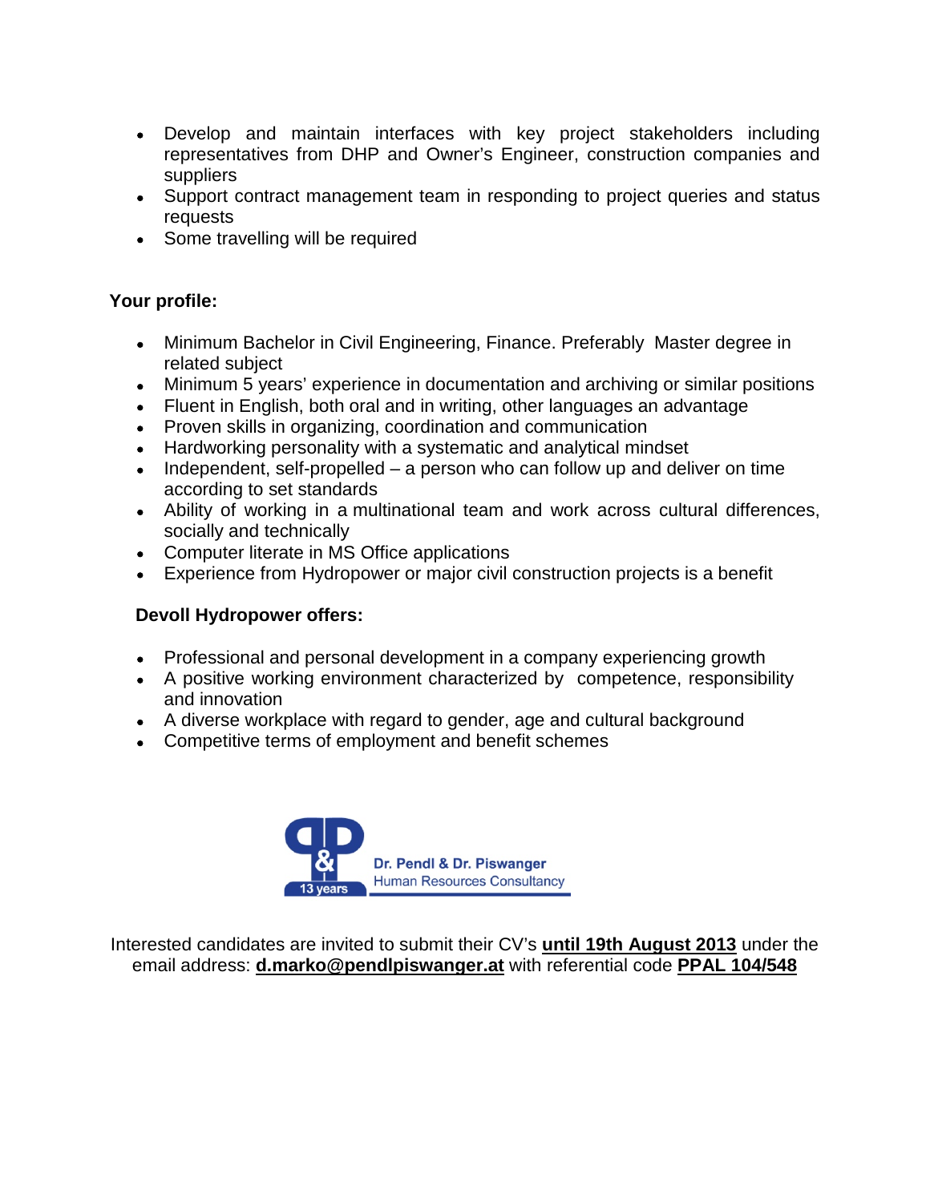- Develop and maintain interfaces with key project stakeholders including representatives from DHP and Owner's Engineer, construction companies and suppliers
- Support contract management team in responding to project queries and status requests
- Some travelling will be required

**Your profile:**

- Minimum Bachelor in Civil Engineering, Finance. Preferably Master degree in related subject
- Minimum 5 years' experience in documentation and archiving or similar positions
- Fluent in English, both oral and in writing, other languages an advantage
- Proven skills in organizing, coordination and communication
- Hardworking personality with a systematic and analytical mindset
- Independent, self-propelled – a person who can follow up and deliver on time according to set standards
- Ability of working in a multinational team and work across cultural differences, socially and technically
- Computer literate in MS Office applications
- Experience from Hydropower or major civil construction projects is a benefit

**Devoll Hydropower offers:**

- Professional and personal development in a company experiencing growth
- A positive working environment characterized by competence, responsibility and innovation
- A diverse workplace with regard to gender, age and cultural background
- Competitive terms of employment and benefit schemes

P&P 13 years

Dr. Pendl & Dr. Piswanger
Human Resources Consultancy

Interested candidates are invited to submit their CV's **until 19th August 2013** under the email address: **d.marko@pendlpiswanger.at** with referential code **PPAL 104/548**